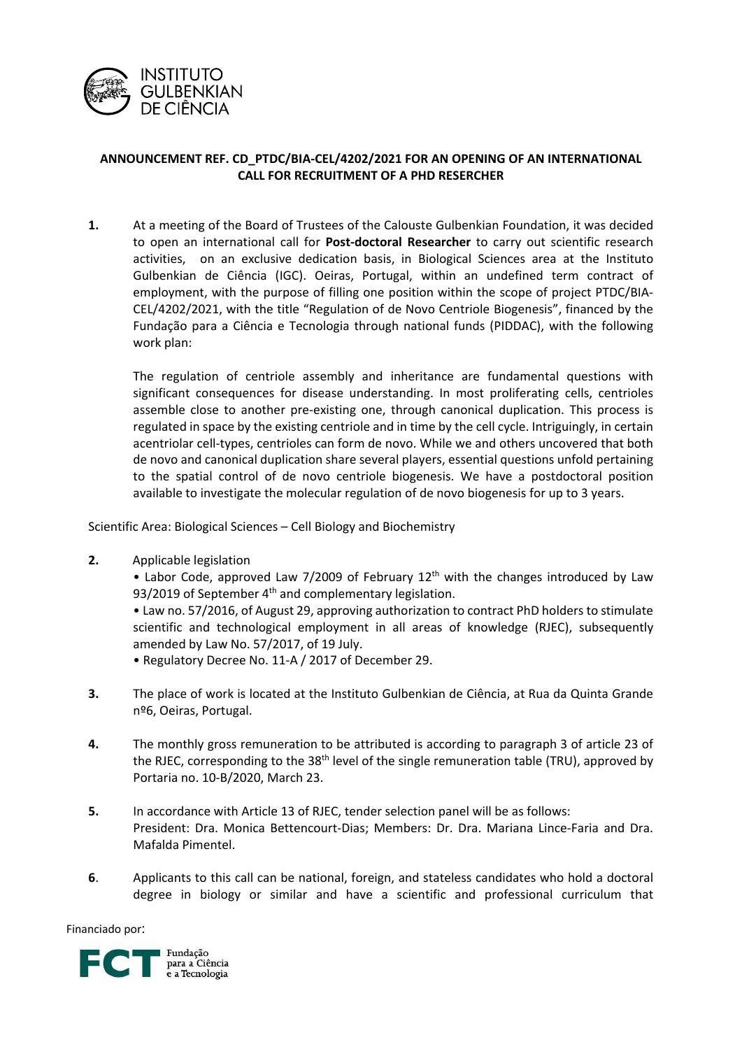**ANNOUNCEMENT REF. CD_PTDC/BIA-CEL/4202/2021 FOR AN OPENING OF AN INTERNATIONAL CALL FOR RECRUITMENT OF A PHD RESERCHER**

**1.** At a meeting of the Board of Trustees of the Calouste Gulbenkian Foundation, it was decided to open an international call for **Post-doctoral Researcher** to carry out scientific research activities, on an exclusive dedication basis, in Biological Sciences area at the Instituto Gulbenkian de Ciência (IGC). Oeiras, Portugal, within an undefined term contract of employment, with the purpose of filling one position within the scope of project PTDC/BIA-CEL/4202/2021, with the title "Regulation of de Novo Centriole Biogenesis", financed by the Fundação para a Ciência e Tecnologia through national funds (PIDDAC), with the following work plan:

The regulation of centriole assembly and inheritance are fundamental questions with significant consequences for disease understanding. In most proliferating cells, centrioles assemble close to another pre-existing one, through canonical duplication. This process is regulated in space by the existing centriole and in time by the cell cycle. Intriguingly, in certain acentriolar cell-types, centrioles can form de novo. While we and others uncovered that both de novo and canonical duplication share several players, essential questions unfold pertaining to the spatial control of de novo centriole biogenesis. We have a postdoctoral position available to investigate the molecular regulation of de novo biogenesis for up to 3 years.

Scientific Area: Biological Sciences – Cell Biology and Biochemistry

**2.** Applicable legislation

- Labor Code, approved Law 7/2009 of February 12th with the changes introduced by Law 93/2019 of September 4th and complementary legislation.
- Law no. 57/2016, of August 29, approving authorization to contract PhD holders to stimulate scientific and technological employment in all areas of knowledge (RJEC), subsequently amended by Law No. 57/2017, of 19 July.
- Regulatory Decree No. 11-A / 2017 of December 29.

**3.** The place of work is located at the Instituto Gulbenkian de Ciência, at Rua da Quinta Grande nº6, Oeiras, Portugal.

**4.** The monthly gross remuneration to be attributed is according to paragraph 3 of article 23 of the RJEC, corresponding to the 38th level of the single remuneration table (TRU), approved by Portaria no. 10-B/2020, March 23.

**5.** In accordance with Article 13 of RJEC, tender selection panel will be as follows:
President: Dra. Monica Bettencourt-Dias; Members: Dr. Dra. Mariana Lince-Faria and Dra. Mafalda Pimentel.

**6**. Applicants to this call can be national, foreign, and stateless candidates who hold a doctoral degree in biology or similar and have a scientific and professional curriculum that

Financiado por: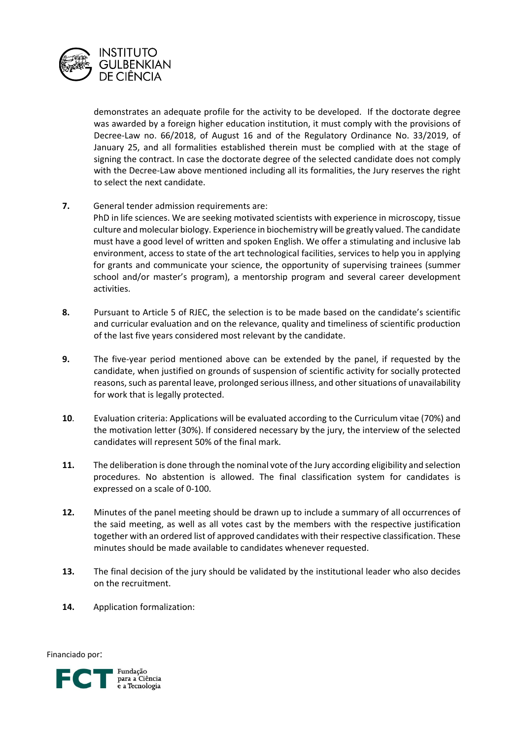demonstrates an adequate profile for the activity to be developed. If the doctorate degree was awarded by a foreign higher education institution, it must comply with the provisions of Decree-Law no. 66/2018, of August 16 and of the Regulatory Ordinance No. 33/2019, of January 25, and all formalities established therein must be complied with at the stage of signing the contract. In case the doctorate degree of the selected candidate does not comply with the Decree-Law above mentioned including all its formalities, the Jury reserves the right to select the next candidate.

**7.** General tender admission requirements are:
PhD in life sciences. We are seeking motivated scientists with experience in microscopy, tissue culture and molecular biology. Experience in biochemistry will be greatly valued. The candidate must have a good level of written and spoken English. We offer a stimulating and inclusive lab environment, access to state of the art technological facilities, services to help you in applying for grants and communicate your science, the opportunity of supervising trainees (summer school and/or master's program), a mentorship program and several career development activities.

**8.** Pursuant to Article 5 of RJEC, the selection is to be made based on the candidate's scientific and curricular evaluation and on the relevance, quality and timeliness of scientific production of the last five years considered most relevant by the candidate.

**9.** The five-year period mentioned above can be extended by the panel, if requested by the candidate, when justified on grounds of suspension of scientific activity for socially protected reasons, such as parental leave, prolonged serious illness, and other situations of unavailability for work that is legally protected.

**10**. Evaluation criteria: Applications will be evaluated according to the Curriculum vitae (70%) and the motivation letter (30%). If considered necessary by the jury, the interview of the selected candidates will represent 50% of the final mark.

**11.** The deliberation is done through the nominal vote of the Jury according eligibility and selection procedures. No abstention is allowed. The final classification system for candidates is expressed on a scale of 0-100.

**12.** Minutes of the panel meeting should be drawn up to include a summary of all occurrences of the said meeting, as well as all votes cast by the members with the respective justification together with an ordered list of approved candidates with their respective classification. These minutes should be made available to candidates whenever requested.

**13.** The final decision of the jury should be validated by the institutional leader who also decides on the recruitment.

**14.** Application formalization: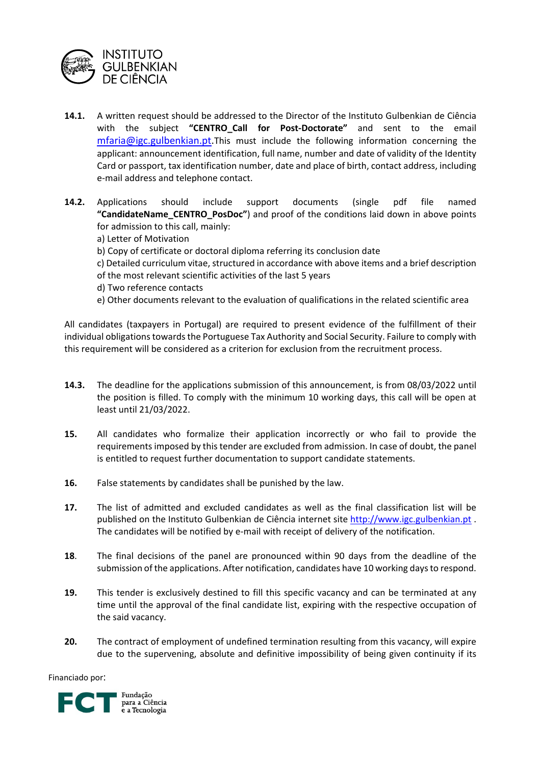**14.1.** A written request should be addressed to the Director of the Instituto Gulbenkian de Ciência with the subject **"CENTRO_Call for Post-Doctorate"** and sent to the email mfaria@igc.gulbenkian.pt.This must include the following information concerning the applicant: announcement identification, full name, number and date of validity of the Identity Card or passport, tax identification number, date and place of birth, contact address, including e-mail address and telephone contact.

**14.2.** Applications should include support documents (single pdf file named **"CandidateName_CENTRO_PosDoc"**) and proof of the conditions laid down in above points for admission to this call, mainly:

a) Letter of Motivation

b) Copy of certificate or doctoral diploma referring its conclusion date

c) Detailed curriculum vitae, structured in accordance with above items and a brief description of the most relevant scientific activities of the last 5 years

d) Two reference contacts

e) Other documents relevant to the evaluation of qualifications in the related scientific area

All candidates (taxpayers in Portugal) are required to present evidence of the fulfillment of their individual obligations towards the Portuguese Tax Authority and Social Security. Failure to comply with this requirement will be considered as a criterion for exclusion from the recruitment process.

**14.3.** The deadline for the applications submission of this announcement, is from 08/03/2022 until the position is filled. To comply with the minimum 10 working days, this call will be open at least until 21/03/2022.

**15.** All candidates who formalize their application incorrectly or who fail to provide the requirements imposed by this tender are excluded from admission. In case of doubt, the panel is entitled to request further documentation to support candidate statements.

**16.** False statements by candidates shall be punished by the law.

**17.** The list of admitted and excluded candidates as well as the final classification list will be published on the Instituto Gulbenkian de Ciência internet site http://www.igc.gulbenkian.pt . The candidates will be notified by e-mail with receipt of delivery of the notification.

**18.** The final decisions of the panel are pronounced within 90 days from the deadline of the submission of the applications. After notification, candidates have 10 working days to respond.

**19.** This tender is exclusively destined to fill this specific vacancy and can be terminated at any time until the approval of the final candidate list, expiring with the respective occupation of the said vacancy.

**20.** The contract of employment of undefined termination resulting from this vacancy, will expire due to the supervening, absolute and definitive impossibility of being given continuity if its

Financiado por:

FCT Fundação para a Ciência e a Tecnologia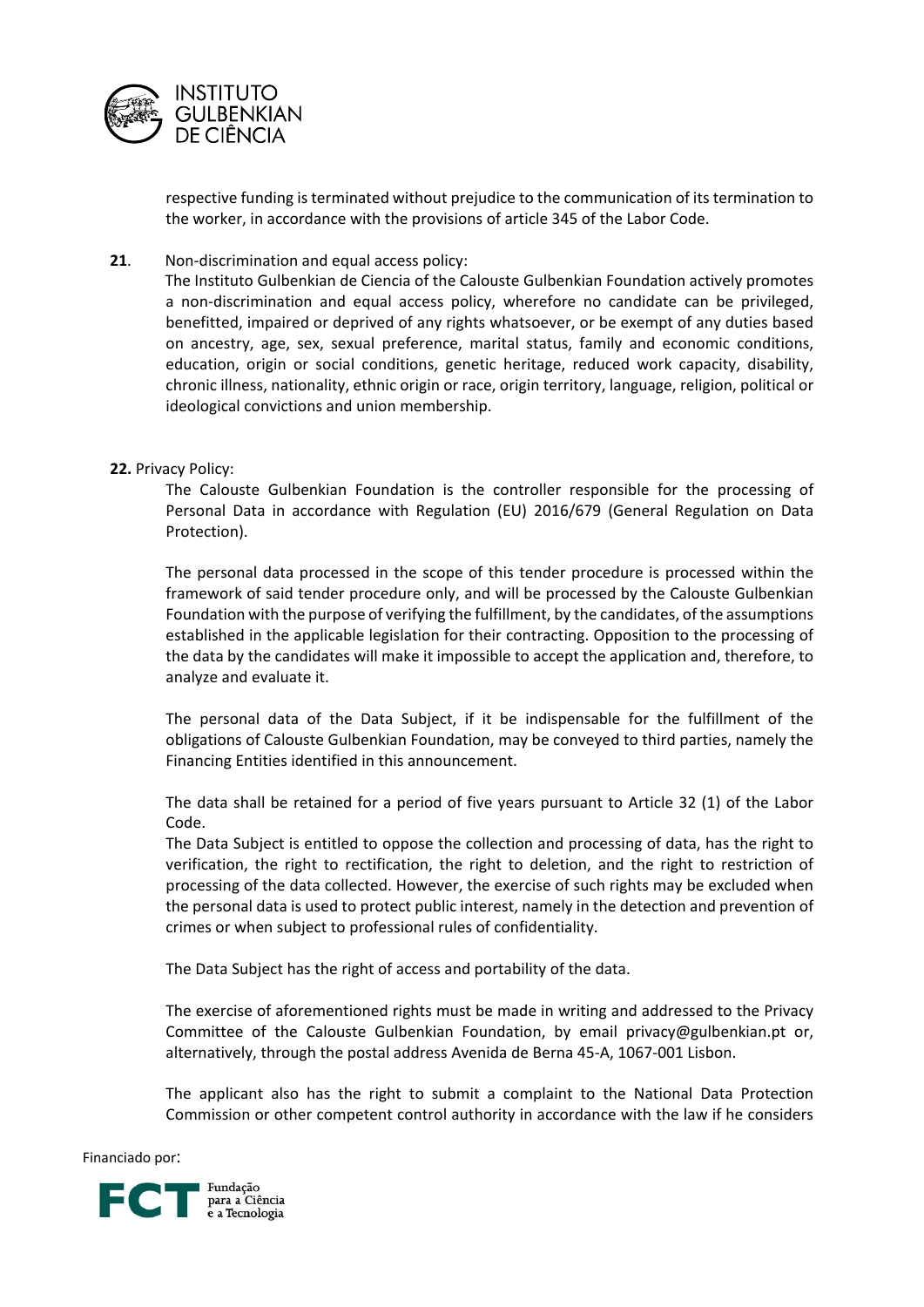respective funding is terminated without prejudice to the communication of its termination to the worker, in accordance with the provisions of article 345 of the Labor Code.

**21**. Non-discrimination and equal access policy:

The Instituto Gulbenkian de Ciencia of the Calouste Gulbenkian Foundation actively promotes a non-discrimination and equal access policy, wherefore no candidate can be privileged, benefitted, impaired or deprived of any rights whatsoever, or be exempt of any duties based on ancestry, age, sex, sexual preference, marital status, family and economic conditions, education, origin or social conditions, genetic heritage, reduced work capacity, disability, chronic illness, nationality, ethnic origin or race, origin territory, language, religion, political or ideological convictions and union membership.

**22.** Privacy Policy:

The Calouste Gulbenkian Foundation is the controller responsible for the processing of Personal Data in accordance with Regulation (EU) 2016/679 (General Regulation on Data Protection).

The personal data processed in the scope of this tender procedure is processed within the framework of said tender procedure only, and will be processed by the Calouste Gulbenkian Foundation with the purpose of verifying the fulfillment, by the candidates, of the assumptions established in the applicable legislation for their contracting. Opposition to the processing of the data by the candidates will make it impossible to accept the application and, therefore, to analyze and evaluate it.

The personal data of the Data Subject, if it be indispensable for the fulfillment of the obligations of Calouste Gulbenkian Foundation, may be conveyed to third parties, namely the Financing Entities identified in this announcement.

The data shall be retained for a period of five years pursuant to Article 32 (1) of the Labor Code.

The Data Subject is entitled to oppose the collection and processing of data, has the right to verification, the right to rectification, the right to deletion, and the right to restriction of processing of the data collected. However, the exercise of such rights may be excluded when the personal data is used to protect public interest, namely in the detection and prevention of crimes or when subject to professional rules of confidentiality.

The Data Subject has the right of access and portability of the data.

The exercise of aforementioned rights must be made in writing and addressed to the Privacy Committee of the Calouste Gulbenkian Foundation, by email privacy@gulbenkian.pt or, alternatively, through the postal address Avenida de Berna 45-A, 1067-001 Lisbon.

The applicant also has the right to submit a complaint to the National Data Protection Commission or other competent control authority in accordance with the law if he considers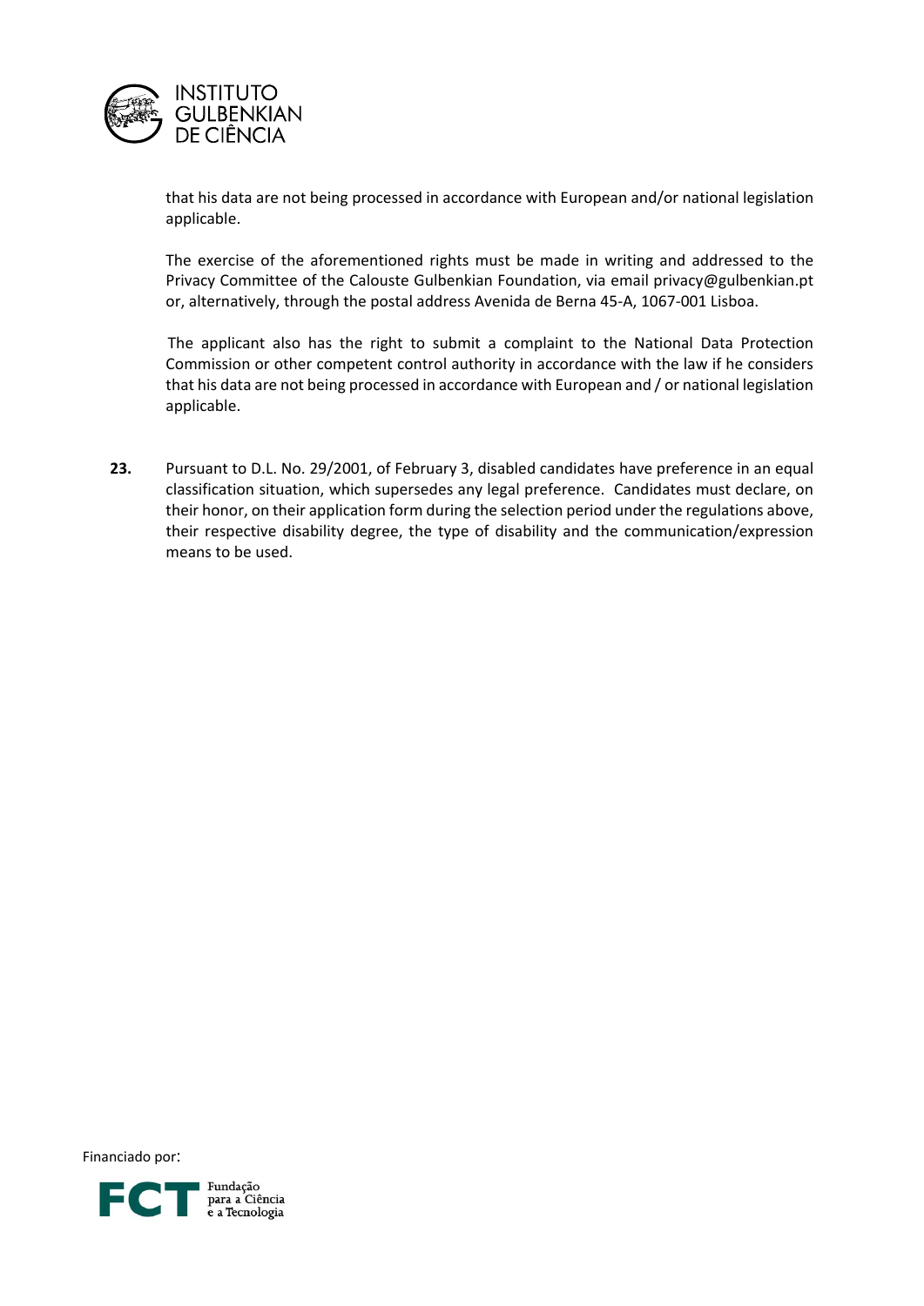that his data are not being processed in accordance with European and/or national legislation applicable.

The exercise of the aforementioned rights must be made in writing and addressed to the Privacy Committee of the Calouste Gulbenkian Foundation, via email privacy@gulbenkian.pt or, alternatively, through the postal address Avenida de Berna 45-A, 1067-001 Lisboa.

The applicant also has the right to submit a complaint to the National Data Protection Commission or other competent control authority in accordance with the law if he considers that his data are not being processed in accordance with European and / or national legislation applicable.

**23.** Pursuant to D.L. No. 29/2001, of February 3, disabled candidates have preference in an equal classification situation, which supersedes any legal preference. Candidates must declare, on their honor, on their application form during the selection period under the regulations above, their respective disability degree, the type of disability and the communication/expression means to be used.